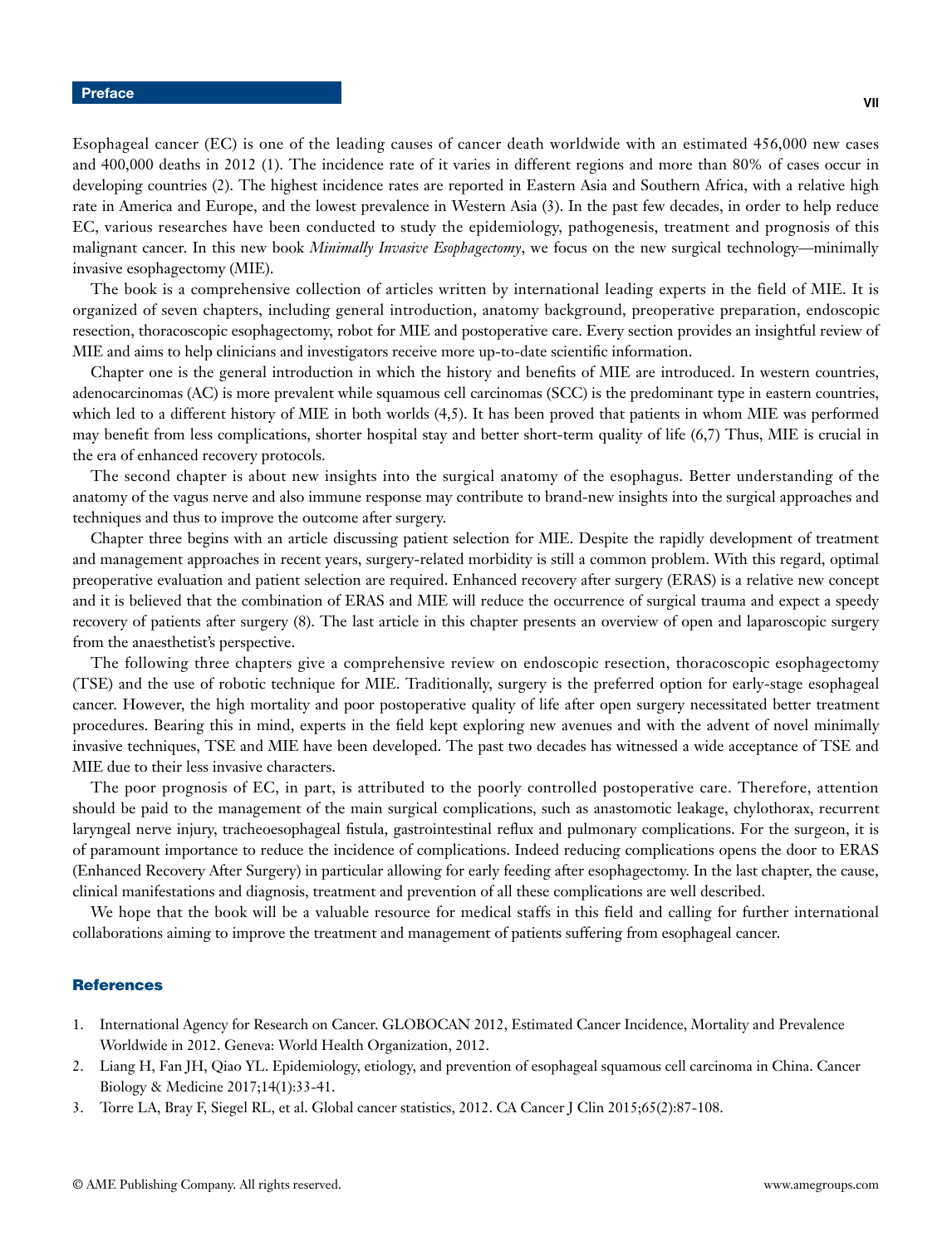# Preface

Esophageal cancer (EC) is one of the leading causes of cancer death worldwide with an estimated 456,000 new cases and 400,000 deaths in 2012 (1). The incidence rate of it varies in different regions and more than 80% of cases occur in developing countries (2). The highest incidence rates are reported in Eastern Asia and Southern Africa, with a relative high rate in America and Europe, and the lowest prevalence in Western Asia (3). In the past few decades, in order to help reduce EC, various researches have been conducted to study the epidemiology, pathogenesis, treatment and prognosis of this malignant cancer. In this new book *Minimally Invasive Esophagectomy*, we focus on the new surgical technology—minimally invasive esophagectomy (MIE).

The book is a comprehensive collection of articles written by international leading experts in the field of MIE. It is organized of seven chapters, including general introduction, anatomy background, preoperative preparation, endoscopic resection, thoracoscopic esophagectomy, robot for MIE and postoperative care. Every section provides an insightful review of MIE and aims to help clinicians and investigators receive more up-to-date scientific information.

Chapter one is the general introduction in which the history and benefits of MIE are introduced. In western countries, adenocarcinomas (AC) is more prevalent while squamous cell carcinomas (SCC) is the predominant type in eastern countries, which led to a different history of MIE in both worlds (4,5). It has been proved that patients in whom MIE was performed may benefit from less complications, shorter hospital stay and better short-term quality of life (6,7) Thus, MIE is crucial in the era of enhanced recovery protocols.

The second chapter is about new insights into the surgical anatomy of the esophagus. Better understanding of the anatomy of the vagus nerve and also immune response may contribute to brand-new insights into the surgical approaches and techniques and thus to improve the outcome after surgery.

Chapter three begins with an article discussing patient selection for MIE. Despite the rapidly development of treatment and management approaches in recent years, surgery-related morbidity is still a common problem. With this regard, optimal preoperative evaluation and patient selection are required. Enhanced recovery after surgery (ERAS) is a relative new concept and it is believed that the combination of ERAS and MIE will reduce the occurrence of surgical trauma and expect a speedy recovery of patients after surgery (8). The last article in this chapter presents an overview of open and laparoscopic surgery from the anaesthetist's perspective.

The following three chapters give a comprehensive review on endoscopic resection, thoracoscopic esophagectomy (TSE) and the use of robotic technique for MIE. Traditionally, surgery is the preferred option for early-stage esophageal cancer. However, the high mortality and poor postoperative quality of life after open surgery necessitated better treatment procedures. Bearing this in mind, experts in the field kept exploring new avenues and with the advent of novel minimally invasive techniques, TSE and MIE have been developed. The past two decades has witnessed a wide acceptance of TSE and MIE due to their less invasive characters.

The poor prognosis of EC, in part, is attributed to the poorly controlled postoperative care. Therefore, attention should be paid to the management of the main surgical complications, such as anastomotic leakage, chylothorax, recurrent laryngeal nerve injury, tracheoesophageal fistula, gastrointestinal reflux and pulmonary complications. For the surgeon, it is of paramount importance to reduce the incidence of complications. Indeed reducing complications opens the door to ERAS (Enhanced Recovery After Surgery) in particular allowing for early feeding after esophagectomy. In the last chapter, the cause, clinical manifestations and diagnosis, treatment and prevention of all these complications are well described.

We hope that the book will be a valuable resource for medical staffs in this field and calling for further international collaborations aiming to improve the treatment and management of patients suffering from esophageal cancer.

## References

1. International Agency for Research on Cancer. GLOBOCAN 2012, Estimated Cancer Incidence, Mortality and Prevalence Worldwide in 2012. Geneva: World Health Organization, 2012.
2. Liang H, Fan JH, Qiao YL. Epidemiology, etiology, and prevention of esophageal squamous cell carcinoma in China. Cancer Biology & Medicine 2017;14(1):33-41.
3. Torre LA, Bray F, Siegel RL, et al. Global cancer statistics, 2012. CA Cancer J Clin 2015;65(2):87-108.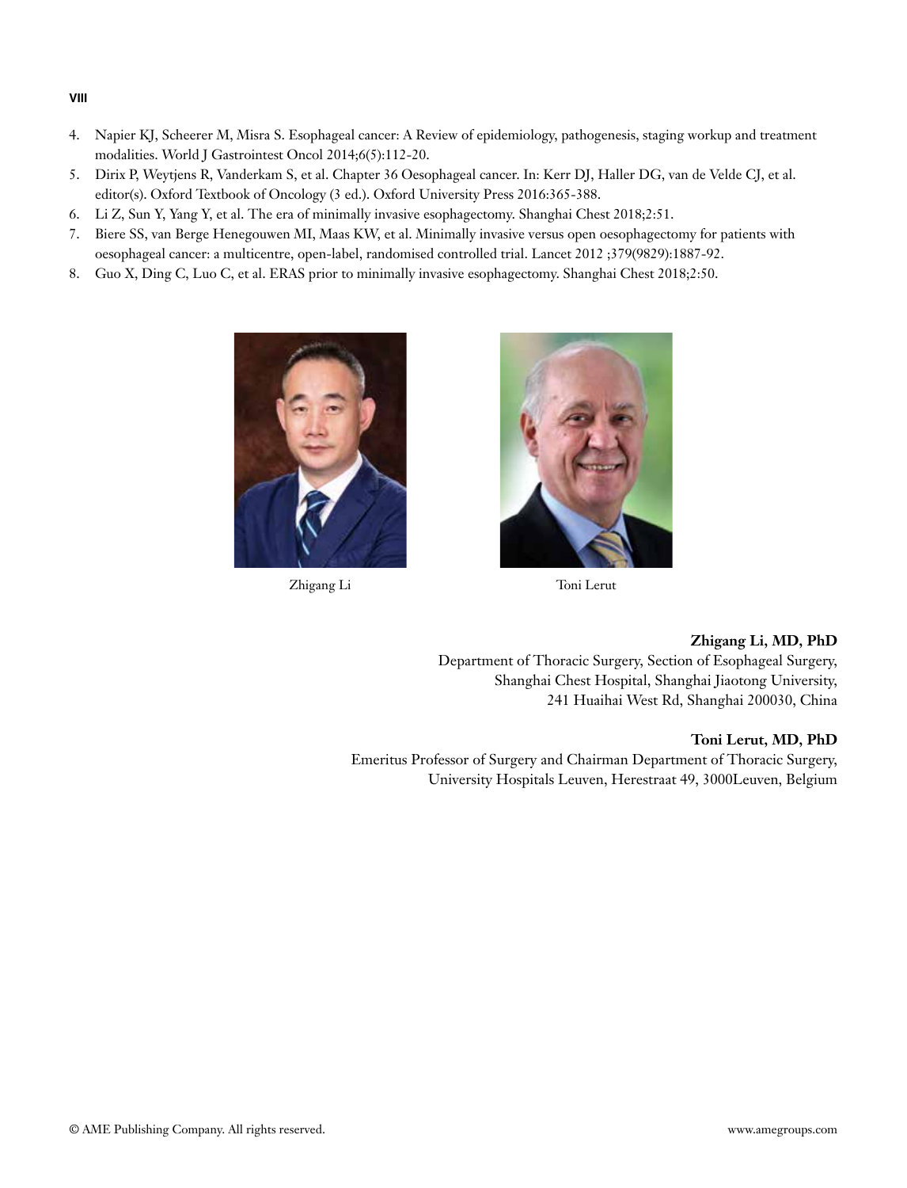4. Napier KJ, Scheerer M, Misra S. Esophageal cancer: A Review of epidemiology, pathogenesis, staging workup and treatment modalities. World J Gastrointest Oncol 2014;6(5):112-20.
5. Dirix P, Weytjens R, Vanderkam S, et al. Chapter 36 Oesophageal cancer. In: Kerr DJ, Haller DG, van de Velde CJ, et al. editor(s). Oxford Textbook of Oncology (3 ed.). Oxford University Press 2016:365-388.
6. Li Z, Sun Y, Yang Y, et al. The era of minimally invasive esophagectomy. Shanghai Chest 2018;2:51.
7. Biere SS, van Berge Henegouwen MI, Maas KW, et al. Minimally invasive versus open oesophagectomy for patients with oesophageal cancer: a multicentre, open-label, randomised controlled trial. Lancet 2012 ;379(9829):1887-92.
8. Guo X, Ding C, Luo C, et al. ERAS prior to minimally invasive esophagectomy. Shanghai Chest 2018;2:50.

Zhigang Li

Toni Lerut

**Zhigang Li, MD, PhD**
Department of Thoracic Surgery, Section of Esophageal Surgery,
Shanghai Chest Hospital, Shanghai Jiaotong University,
241 Huaihai West Rd, Shanghai 200030, China

**Toni Lerut, MD, PhD**
Emeritus Professor of Surgery and Chairman Department of Thoracic Surgery,
University Hospitals Leuven, Herestraat 49, 3000Leuven, Belgium